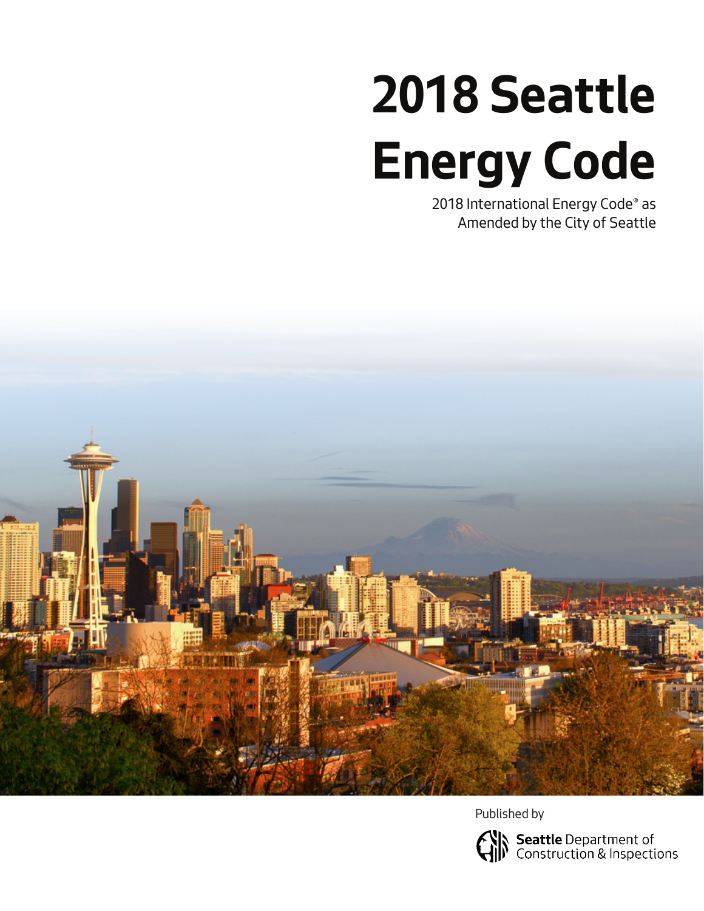# 2018 Seattle Energy Code

2018 International Energy Code® as Amended by the City of Seattle

Published by

**Seattle** Department of Construction & Inspections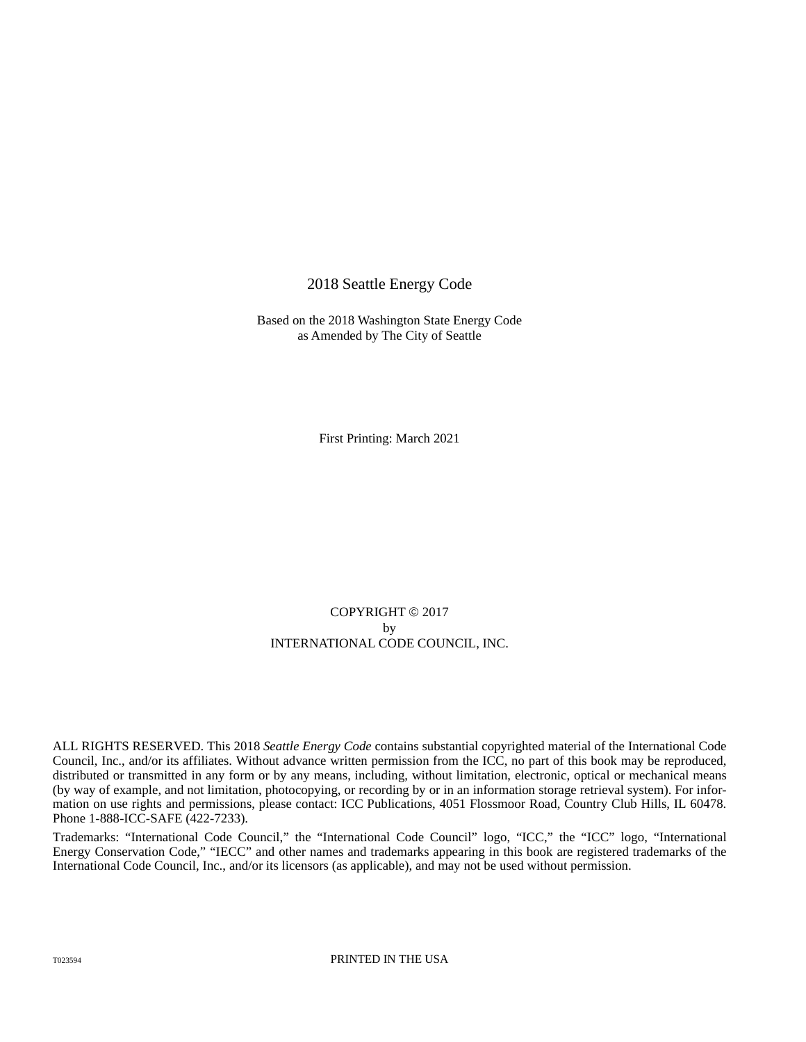2018 Seattle Energy Code

Based on the 2018 Washington State Energy Code
as Amended by The City of Seattle

First Printing: March 2021

COPYRIGHT © 2017
by
INTERNATIONAL CODE COUNCIL, INC.

ALL RIGHTS RESERVED. This 2018 *Seattle Energy Code* contains substantial copyrighted material of the International Code Council, Inc., and/or its affiliates. Without advance written permission from the ICC, no part of this book may be reproduced, distributed or transmitted in any form or by any means, including, without limitation, electronic, optical or mechanical means (by way of example, and not limitation, photocopying, or recording by or in an information storage retrieval system). For information on use rights and permissions, please contact: ICC Publications, 4051 Flossmoor Road, Country Club Hills, IL 60478. Phone 1-888-ICC-SAFE (422-7233).

Trademarks: "International Code Council," the "International Code Council" logo, "ICC," the "ICC" logo, "International Energy Conservation Code," "IECC" and other names and trademarks appearing in this book are registered trademarks of the International Code Council, Inc., and/or its licensors (as applicable), and may not be used without permission.

T023594

PRINTED IN THE USA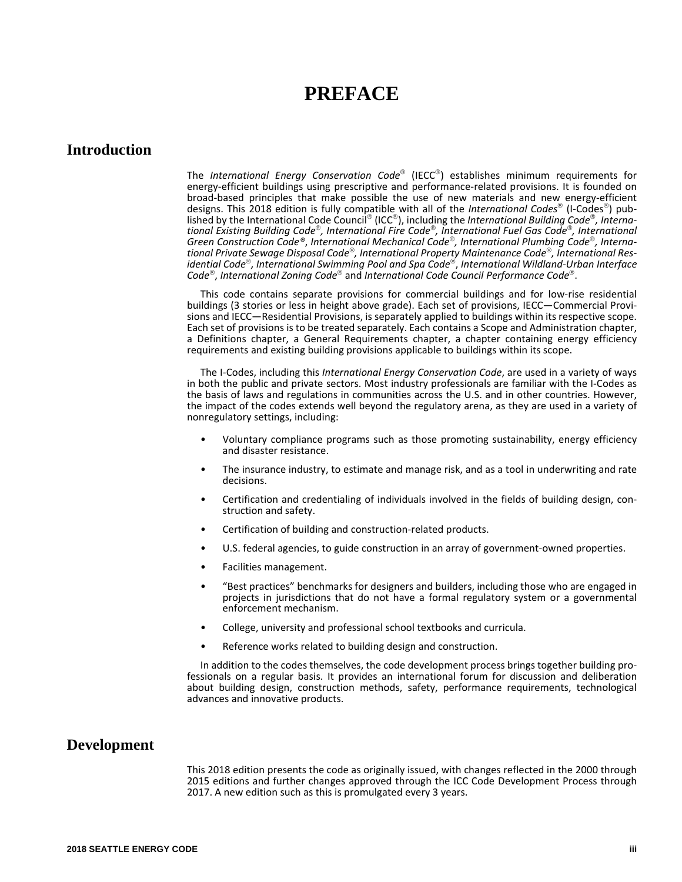# PREFACE

## Introduction

The *International Energy Conservation Code*® (IECC®) establishes minimum requirements for energy-efficient buildings using prescriptive and performance-related provisions. It is founded on broad-based principles that make possible the use of new materials and new energy-efficient designs. This 2018 edition is fully compatible with all of the *International Codes*® (I-Codes®) published by the International Code Council® (ICC®), including the *International Building Code*®*, International Existing Building Code*®*, International Fire Code*®*, International Fuel Gas Code*®*, International Green Construction Code*®*, International Mechanical Code*®*, International Plumbing Code*®*, International Private Sewage Disposal Code*®*, International Property Maintenance Code*®*, International Residential Code*®*, International Swimming Pool and Spa Code*®*, International Wildland-Urban Interface Code*®*, International Zoning Code*® and *International Code Council Performance Code*®.

This code contains separate provisions for commercial buildings and for low-rise residential buildings (3 stories or less in height above grade). Each set of provisions, IECC—Commercial Provisions and IECC—Residential Provisions, is separately applied to buildings within its respective scope. Each set of provisions is to be treated separately. Each contains a Scope and Administration chapter, a Definitions chapter, a General Requirements chapter, a chapter containing energy efficiency requirements and existing building provisions applicable to buildings within its scope.

The I-Codes, including this *International Energy Conservation Code*, are used in a variety of ways in both the public and private sectors. Most industry professionals are familiar with the I-Codes as the basis of laws and regulations in communities across the U.S. and in other countries. However, the impact of the codes extends well beyond the regulatory arena, as they are used in a variety of nonregulatory settings, including:

- Voluntary compliance programs such as those promoting sustainability, energy efficiency and disaster resistance.
- The insurance industry, to estimate and manage risk, and as a tool in underwriting and rate decisions.
- Certification and credentialing of individuals involved in the fields of building design, construction and safety.
- Certification of building and construction-related products.
- U.S. federal agencies, to guide construction in an array of government-owned properties.
- Facilities management.
- "Best practices" benchmarks for designers and builders, including those who are engaged in projects in jurisdictions that do not have a formal regulatory system or a governmental enforcement mechanism.
- College, university and professional school textbooks and curricula.
- Reference works related to building design and construction.

In addition to the codes themselves, the code development process brings together building professionals on a regular basis. It provides an international forum for discussion and deliberation about building design, construction methods, safety, performance requirements, technological advances and innovative products.

## Development

This 2018 edition presents the code as originally issued, with changes reflected in the 2000 through 2015 editions and further changes approved through the ICC Code Development Process through 2017. A new edition such as this is promulgated every 3 years.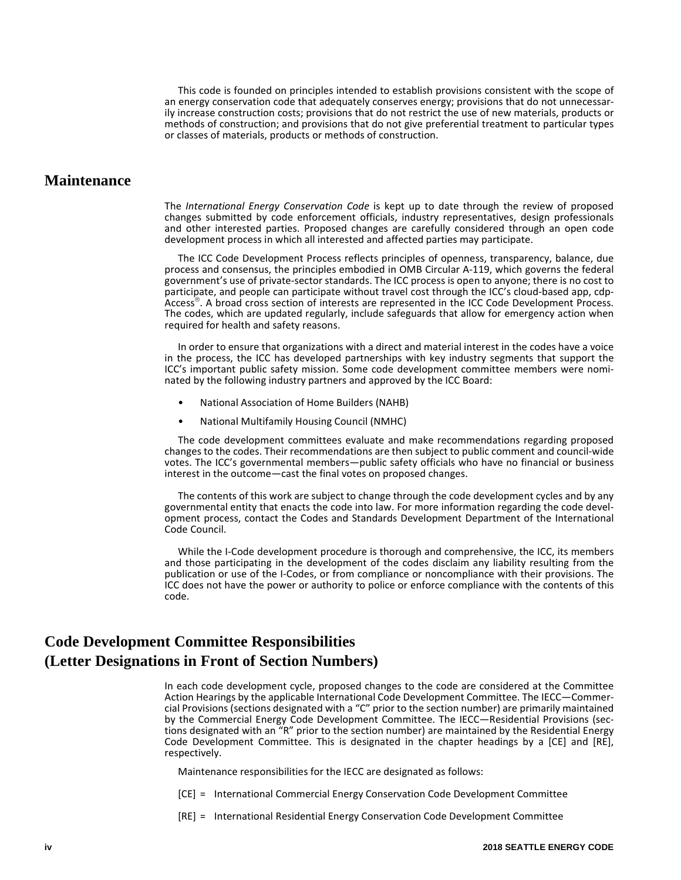This code is founded on principles intended to establish provisions consistent with the scope of an energy conservation code that adequately conserves energy; provisions that do not unnecessarily increase construction costs; provisions that do not restrict the use of new materials, products or methods of construction; and provisions that do not give preferential treatment to particular types or classes of materials, products or methods of construction.

## Maintenance

The *International Energy Conservation Code* is kept up to date through the review of proposed changes submitted by code enforcement officials, industry representatives, design professionals and other interested parties. Proposed changes are carefully considered through an open code development process in which all interested and affected parties may participate.

The ICC Code Development Process reflects principles of openness, transparency, balance, due process and consensus, the principles embodied in OMB Circular A-119, which governs the federal government's use of private-sector standards. The ICC process is open to anyone; there is no cost to participate, and people can participate without travel cost through the ICC's cloud-based app, cdpAccess®. A broad cross section of interests are represented in the ICC Code Development Process. The codes, which are updated regularly, include safeguards that allow for emergency action when required for health and safety reasons.

In order to ensure that organizations with a direct and material interest in the codes have a voice in the process, the ICC has developed partnerships with key industry segments that support the ICC's important public safety mission. Some code development committee members were nominated by the following industry partners and approved by the ICC Board:

- National Association of Home Builders (NAHB)
- National Multifamily Housing Council (NMHC)

The code development committees evaluate and make recommendations regarding proposed changes to the codes. Their recommendations are then subject to public comment and council-wide votes. The ICC's governmental members—public safety officials who have no financial or business interest in the outcome—cast the final votes on proposed changes.

The contents of this work are subject to change through the code development cycles and by any governmental entity that enacts the code into law. For more information regarding the code development process, contact the Codes and Standards Development Department of the International Code Council.

While the I-Code development procedure is thorough and comprehensive, the ICC, its members and those participating in the development of the codes disclaim any liability resulting from the publication or use of the I-Codes, or from compliance or noncompliance with their provisions. The ICC does not have the power or authority to police or enforce compliance with the contents of this code.

## Code Development Committee Responsibilities (Letter Designations in Front of Section Numbers)

In each code development cycle, proposed changes to the code are considered at the Committee Action Hearings by the applicable International Code Development Committee. The IECC—Commercial Provisions (sections designated with a "C" prior to the section number) are primarily maintained by the Commercial Energy Code Development Committee. The IECC—Residential Provisions (sections designated with an "R" prior to the section number) are maintained by the Residential Energy Code Development Committee. This is designated in the chapter headings by a [CE] and [RE], respectively.

Maintenance responsibilities for the IECC are designated as follows:

[CE] = International Commercial Energy Conservation Code Development Committee

[RE] = International Residential Energy Conservation Code Development Committee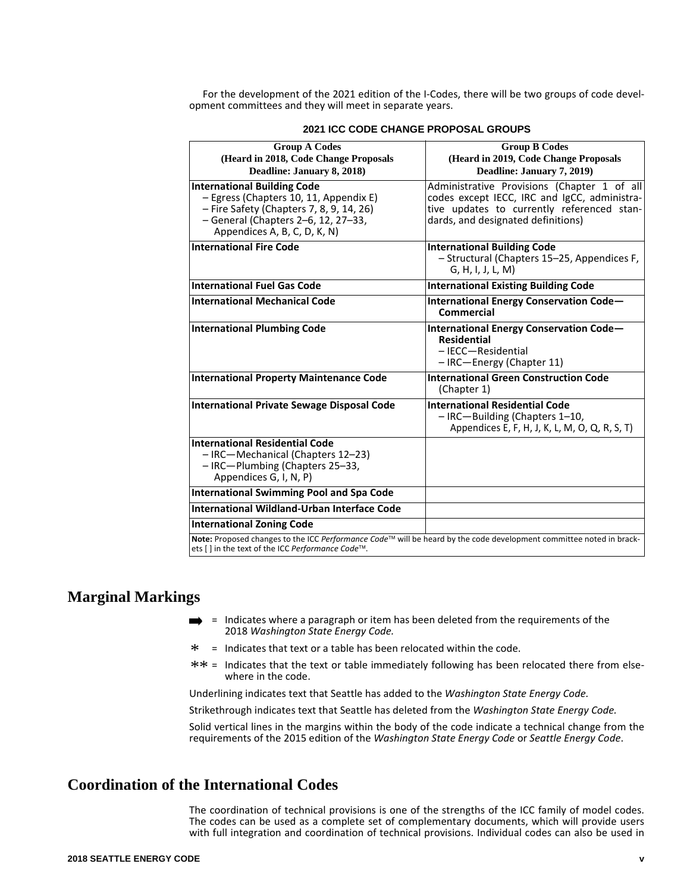For the development of the 2021 edition of the I-Codes, there will be two groups of code development committees and they will meet in separate years.

**2021 ICC CODE CHANGE PROPOSAL GROUPS**

| Group A Codes (Heard in 2018, Code Change Proposals Deadline: January 8, 2018) | Group B Codes (Heard in 2019, Code Change Proposals Deadline: January 7, 2019) |
|---|---|
| **International Building Code**<br>– Egress (Chapters 10, 11, Appendix E)<br>– Fire Safety (Chapters 7, 8, 9, 14, 26)<br>– General (Chapters 2–6, 12, 27–33, Appendices A, B, C, D, K, N) | Administrative Provisions (Chapter 1 of all codes except IECC, IRC and IgCC, administrative updates to currently referenced standards, and designated definitions) |
| **International Fire Code** | **International Building Code**<br>– Structural (Chapters 15–25, Appendices F, G, H, I, J, L, M) |
| **International Fuel Gas Code** | **International Existing Building Code** |
| **International Mechanical Code** | **International Energy Conservation Code—Commercial** |
| **International Plumbing Code** | **International Energy Conservation Code—Residential**<br>– IECC—Residential<br>– IRC—Energy (Chapter 11) |
| **International Property Maintenance Code** | **International Green Construction Code** (Chapter 1) |
| **International Private Sewage Disposal Code** | **International Residential Code**<br>– IRC—Building (Chapters 1–10, Appendices E, F, H, J, K, L, M, O, Q, R, S, T) |
| **International Residential Code**<br>– IRC—Mechanical (Chapters 12–23)<br>– IRC—Plumbing (Chapters 25–33, Appendices G, I, N, P) | |
| **International Swimming Pool and Spa Code** | |
| **International Wildland-Urban Interface Code** | |
| **International Zoning Code** | |

**Note:** Proposed changes to the ICC *Performance Code*™ will be heard by the code development committee noted in brackets [ ] in the text of the ICC *Performance Code*™.

## Marginal Markings

➡ = Indicates where a paragraph or item has been deleted from the requirements of the 2018 *Washington State Energy Code.*

* = Indicates that text or a table has been relocated within the code.

** = Indicates that the text or table immediately following has been relocated there from elsewhere in the code.

Underlining indicates text that Seattle has added to the *Washington State Energy Code*.

Strikethrough indicates text that Seattle has deleted from the *Washington State Energy Code.*

Solid vertical lines in the margins within the body of the code indicate a technical change from the requirements of the 2015 edition of the *Washington State Energy Code* or *Seattle Energy Code*.

## Coordination of the International Codes

The coordination of technical provisions is one of the strengths of the ICC family of model codes. The codes can be used as a complete set of complementary documents, which will provide users with full integration and coordination of technical provisions. Individual codes can also be used in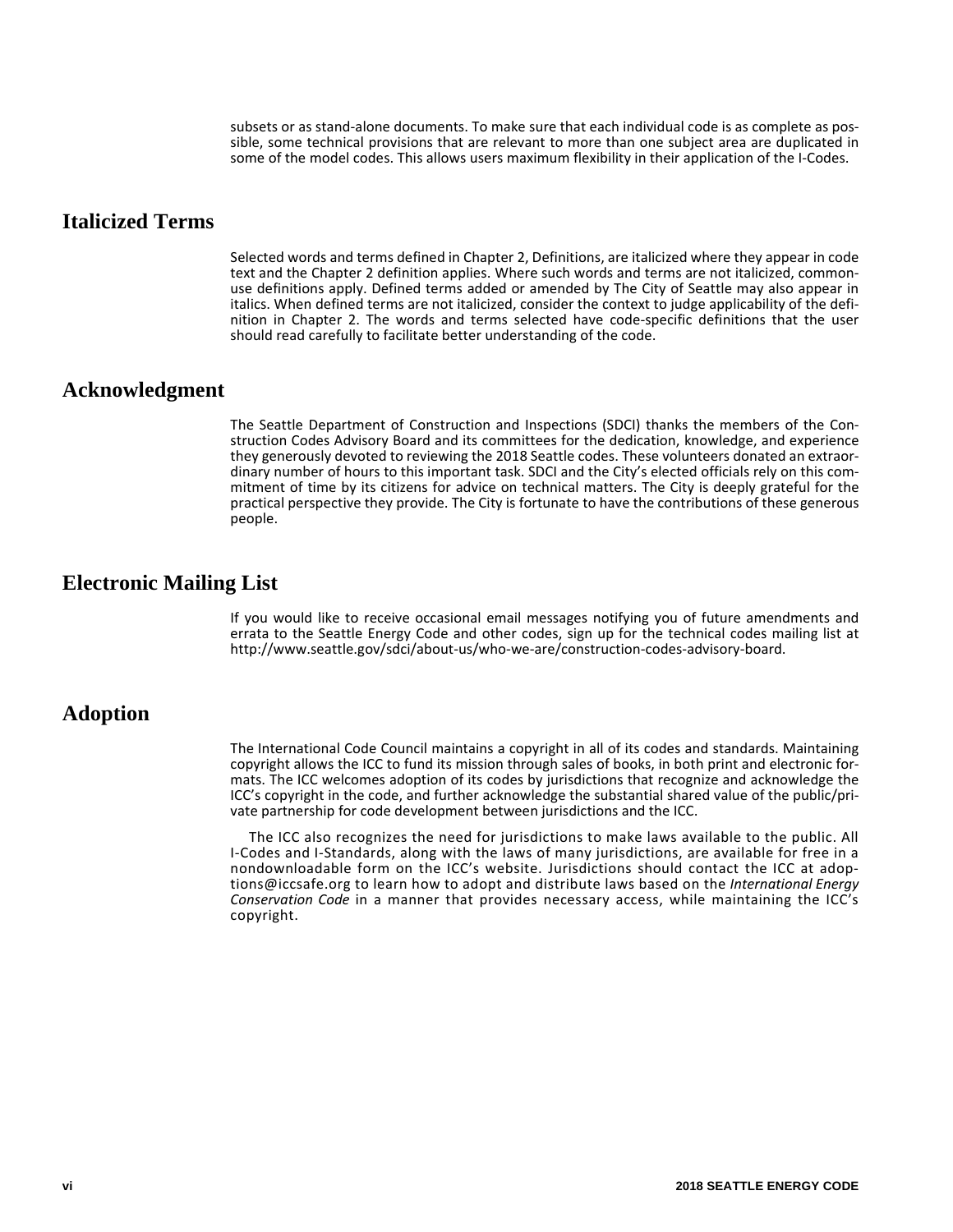subsets or as stand-alone documents. To make sure that each individual code is as complete as possible, some technical provisions that are relevant to more than one subject area are duplicated in some of the model codes. This allows users maximum flexibility in their application of the I-Codes.

## Italicized Terms

Selected words and terms defined in Chapter 2, Definitions, are italicized where they appear in code text and the Chapter 2 definition applies. Where such words and terms are not italicized, common-use definitions apply. Defined terms added or amended by The City of Seattle may also appear in italics. When defined terms are not italicized, consider the context to judge applicability of the definition in Chapter 2. The words and terms selected have code-specific definitions that the user should read carefully to facilitate better understanding of the code.

## Acknowledgment

The Seattle Department of Construction and Inspections (SDCI) thanks the members of the Construction Codes Advisory Board and its committees for the dedication, knowledge, and experience they generously devoted to reviewing the 2018 Seattle codes. These volunteers donated an extraordinary number of hours to this important task. SDCI and the City's elected officials rely on this commitment of time by its citizens for advice on technical matters. The City is deeply grateful for the practical perspective they provide. The City is fortunate to have the contributions of these generous people.

## Electronic Mailing List

If you would like to receive occasional email messages notifying you of future amendments and errata to the Seattle Energy Code and other codes, sign up for the technical codes mailing list at http://www.seattle.gov/sdci/about-us/who-we-are/construction-codes-advisory-board.

## Adoption

The International Code Council maintains a copyright in all of its codes and standards. Maintaining copyright allows the ICC to fund its mission through sales of books, in both print and electronic formats. The ICC welcomes adoption of its codes by jurisdictions that recognize and acknowledge the ICC's copyright in the code, and further acknowledge the substantial shared value of the public/private partnership for code development between jurisdictions and the ICC.

The ICC also recognizes the need for jurisdictions to make laws available to the public. All I-Codes and I-Standards, along with the laws of many jurisdictions, are available for free in a nondownloadable form on the ICC's website. Jurisdictions should contact the ICC at adoptions@iccsafe.org to learn how to adopt and distribute laws based on the *International Energy Conservation Code* in a manner that provides necessary access, while maintaining the ICC's copyright.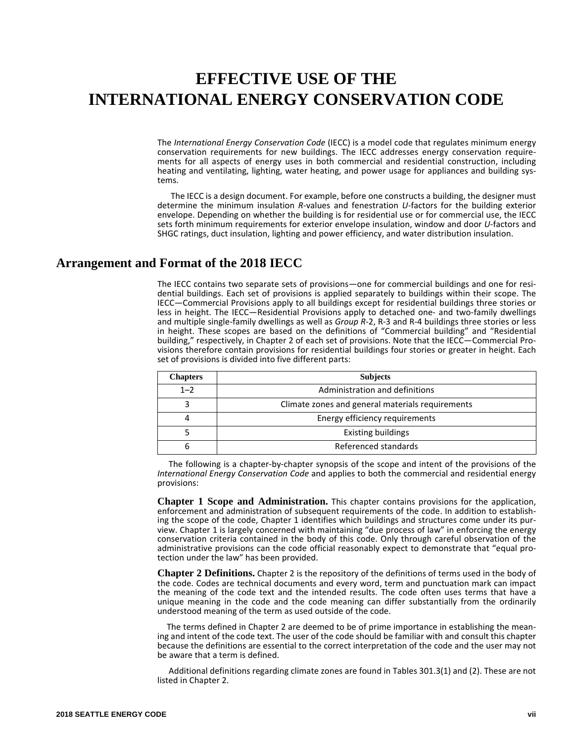# EFFECTIVE USE OF THE INTERNATIONAL ENERGY CONSERVATION CODE

The *International Energy Conservation Code* (IECC) is a model code that regulates minimum energy conservation requirements for new buildings. The IECC addresses energy conservation requirements for all aspects of energy uses in both commercial and residential construction, including heating and ventilating, lighting, water heating, and power usage for appliances and building systems.

The IECC is a design document. For example, before one constructs a building, the designer must determine the minimum insulation *R*-values and fenestration *U*-factors for the building exterior envelope. Depending on whether the building is for residential use or for commercial use, the IECC sets forth minimum requirements for exterior envelope insulation, window and door *U*-factors and SHGC ratings, duct insulation, lighting and power efficiency, and water distribution insulation.

## Arrangement and Format of the 2018 IECC

The IECC contains two separate sets of provisions—one for commercial buildings and one for residential buildings. Each set of provisions is applied separately to buildings within their scope. The IECC—Commercial Provisions apply to all buildings except for residential buildings three stories or less in height. The IECC—Residential Provisions apply to detached one- and two-family dwellings and multiple single-family dwellings as well as *Group R*-2, R-3 and R-4 buildings three stories or less in height. These scopes are based on the definitions of "Commercial building" and "Residential building," respectively, in Chapter 2 of each set of provisions. Note that the IECC—Commercial Provisions therefore contain provisions for residential buildings four stories or greater in height. Each set of provisions is divided into five different parts:

| Chapters | Subjects |
|---|---|
| 1–2 | Administration and definitions |
| 3 | Climate zones and general materials requirements |
| 4 | Energy efficiency requirements |
| 5 | Existing buildings |
| 6 | Referenced standards |

The following is a chapter-by-chapter synopsis of the scope and intent of the provisions of the *International Energy Conservation Code* and applies to both the commercial and residential energy provisions:

**Chapter 1 Scope and Administration.** This chapter contains provisions for the application, enforcement and administration of subsequent requirements of the code. In addition to establishing the scope of the code, Chapter 1 identifies which buildings and structures come under its purview. Chapter 1 is largely concerned with maintaining "due process of law" in enforcing the energy conservation criteria contained in the body of this code. Only through careful observation of the administrative provisions can the code official reasonably expect to demonstrate that "equal protection under the law" has been provided.

**Chapter 2 Definitions.** Chapter 2 is the repository of the definitions of terms used in the body of the code. Codes are technical documents and every word, term and punctuation mark can impact the meaning of the code text and the intended results. The code often uses terms that have a unique meaning in the code and the code meaning can differ substantially from the ordinarily understood meaning of the term as used outside of the code.

The terms defined in Chapter 2 are deemed to be of prime importance in establishing the meaning and intent of the code text. The user of the code should be familiar with and consult this chapter because the definitions are essential to the correct interpretation of the code and the user may not be aware that a term is defined.

Additional definitions regarding climate zones are found in Tables 301.3(1) and (2). These are not listed in Chapter 2.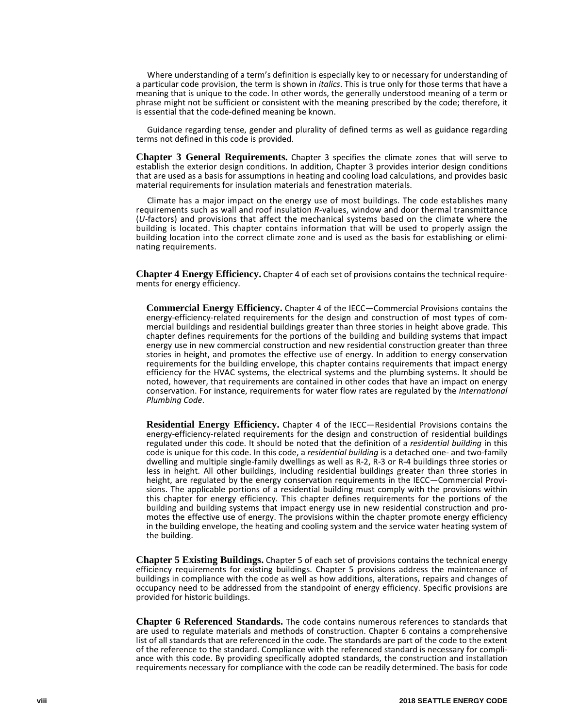Where understanding of a term's definition is especially key to or necessary for understanding of a particular code provision, the term is shown in *italics*. This is true only for those terms that have a meaning that is unique to the code. In other words, the generally understood meaning of a term or phrase might not be sufficient or consistent with the meaning prescribed by the code; therefore, it is essential that the code-defined meaning be known.

Guidance regarding tense, gender and plurality of defined terms as well as guidance regarding terms not defined in this code is provided.

**Chapter 3 General Requirements.** Chapter 3 specifies the climate zones that will serve to establish the exterior design conditions. In addition, Chapter 3 provides interior design conditions that are used as a basis for assumptions in heating and cooling load calculations, and provides basic material requirements for insulation materials and fenestration materials.

Climate has a major impact on the energy use of most buildings. The code establishes many requirements such as wall and roof insulation *R*-values, window and door thermal transmittance (*U*-factors) and provisions that affect the mechanical systems based on the climate where the building is located. This chapter contains information that will be used to properly assign the building location into the correct climate zone and is used as the basis for establishing or eliminating requirements.

**Chapter 4 Energy Efficiency.** Chapter 4 of each set of provisions contains the technical requirements for energy efficiency.

**Commercial Energy Efficiency.** Chapter 4 of the IECC—Commercial Provisions contains the energy-efficiency-related requirements for the design and construction of most types of commercial buildings and residential buildings greater than three stories in height above grade. This chapter defines requirements for the portions of the building and building systems that impact energy use in new commercial construction and new residential construction greater than three stories in height, and promotes the effective use of energy. In addition to energy conservation requirements for the building envelope, this chapter contains requirements that impact energy efficiency for the HVAC systems, the electrical systems and the plumbing systems. It should be noted, however, that requirements are contained in other codes that have an impact on energy conservation. For instance, requirements for water flow rates are regulated by the *International Plumbing Code*.

**Residential Energy Efficiency.** Chapter 4 of the IECC—Residential Provisions contains the energy-efficiency-related requirements for the design and construction of residential buildings regulated under this code. It should be noted that the definition of a *residential building* in this code is unique for this code. In this code, a *residential building* is a detached one- and two-family dwelling and multiple single-family dwellings as well as R-2, R-3 or R-4 buildings three stories or less in height. All other buildings, including residential buildings greater than three stories in height, are regulated by the energy conservation requirements in the IECC—Commercial Provisions. The applicable portions of a residential building must comply with the provisions within this chapter for energy efficiency. This chapter defines requirements for the portions of the building and building systems that impact energy use in new residential construction and promotes the effective use of energy. The provisions within the chapter promote energy efficiency in the building envelope, the heating and cooling system and the service water heating system of the building.

**Chapter 5 Existing Buildings.** Chapter 5 of each set of provisions contains the technical energy efficiency requirements for existing buildings. Chapter 5 provisions address the maintenance of buildings in compliance with the code as well as how additions, alterations, repairs and changes of occupancy need to be addressed from the standpoint of energy efficiency. Specific provisions are provided for historic buildings.

**Chapter 6 Referenced Standards.** The code contains numerous references to standards that are used to regulate materials and methods of construction. Chapter 6 contains a comprehensive list of all standards that are referenced in the code. The standards are part of the code to the extent of the reference to the standard. Compliance with the referenced standard is necessary for compliance with this code. By providing specifically adopted standards, the construction and installation requirements necessary for compliance with the code can be readily determined. The basis for code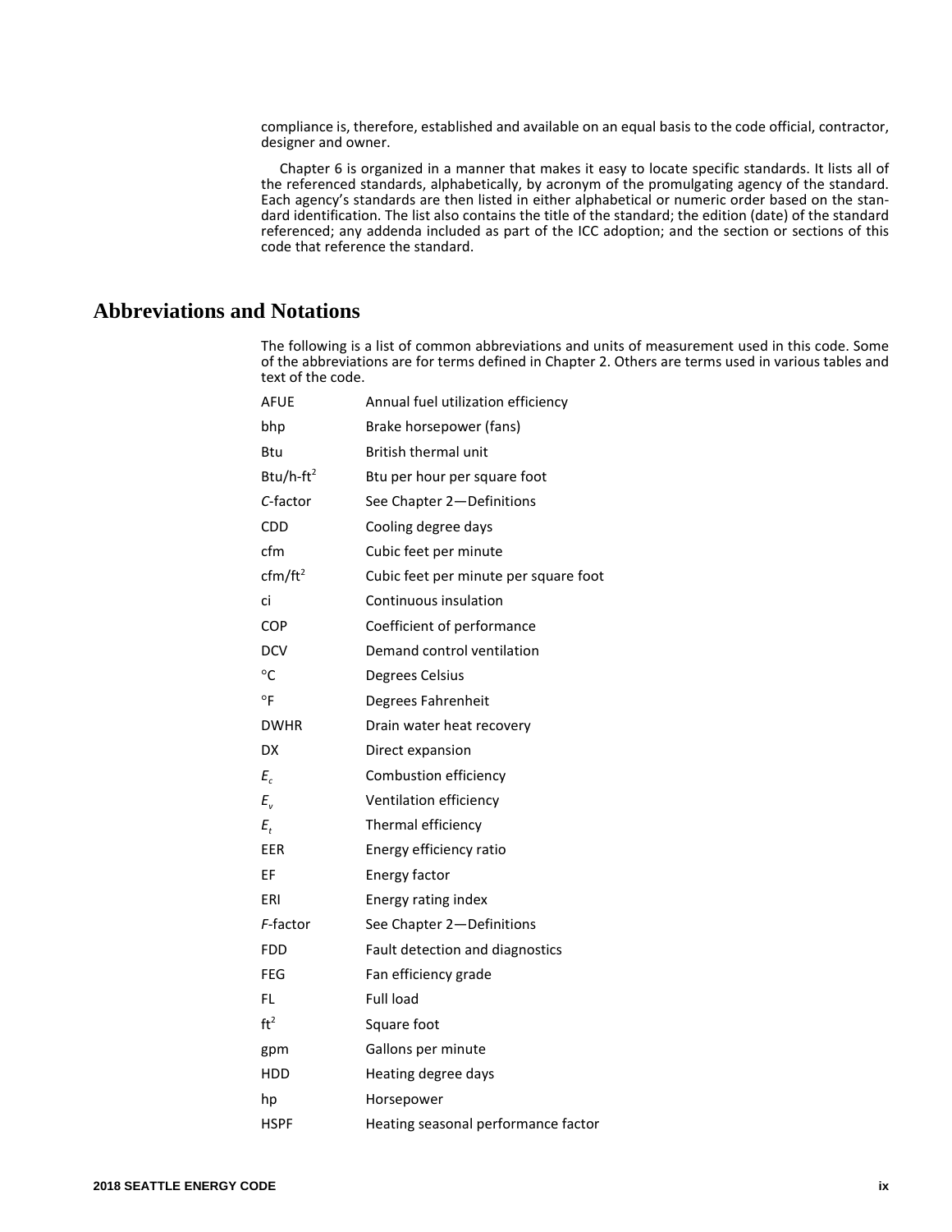compliance is, therefore, established and available on an equal basis to the code official, contractor, designer and owner.

Chapter 6 is organized in a manner that makes it easy to locate specific standards. It lists all of the referenced standards, alphabetically, by acronym of the promulgating agency of the standard. Each agency's standards are then listed in either alphabetical or numeric order based on the standard identification. The list also contains the title of the standard; the edition (date) of the standard referenced; any addenda included as part of the ICC adoption; and the section or sections of this code that reference the standard.

## Abbreviations and Notations

The following is a list of common abbreviations and units of measurement used in this code. Some of the abbreviations are for terms defined in Chapter 2. Others are terms used in various tables and text of the code.

| | |
|---|---|
| AFUE | Annual fuel utilization efficiency |
| bhp | Brake horsepower (fans) |
| Btu | British thermal unit |
| Btu/h-ft$^2$ | Btu per hour per square foot |
| *C*-factor | See Chapter 2—Definitions |
| CDD | Cooling degree days |
| cfm | Cubic feet per minute |
| cfm/ft$^2$ | Cubic feet per minute per square foot |
| ci | Continuous insulation |
| COP | Coefficient of performance |
| DCV | Demand control ventilation |
| °C | Degrees Celsius |
| °F | Degrees Fahrenheit |
| DWHR | Drain water heat recovery |
| DX | Direct expansion |
| $E_c$ | Combustion efficiency |
| $E_v$ | Ventilation efficiency |
| $E_t$ | Thermal efficiency |
| EER | Energy efficiency ratio |
| EF | Energy factor |
| ERI | Energy rating index |
| *F*-factor | See Chapter 2—Definitions |
| FDD | Fault detection and diagnostics |
| FEG | Fan efficiency grade |
| FL | Full load |
| ft$^2$ | Square foot |
| gpm | Gallons per minute |
| HDD | Heating degree days |
| hp | Horsepower |
| HSPF | Heating seasonal performance factor |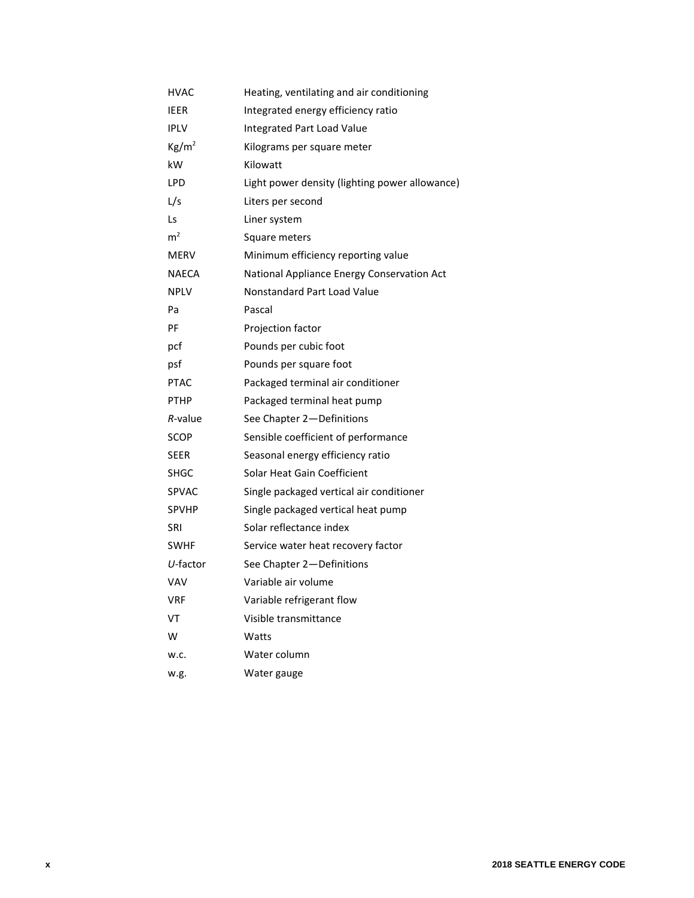| | |
|---|---|
| HVAC | Heating, ventilating and air conditioning |
| IEER | Integrated energy efficiency ratio |
| IPLV | Integrated Part Load Value |
| $Kg/m^2$ | Kilograms per square meter |
| kW | Kilowatt |
| LPD | Light power density (lighting power allowance) |
| L/s | Liters per second |
| Ls | Liner system |
| $m^2$ | Square meters |
| MERV | Minimum efficiency reporting value |
| NAECA | National Appliance Energy Conservation Act |
| NPLV | Nonstandard Part Load Value |
| Pa | Pascal |
| PF | Projection factor |
| pcf | Pounds per cubic foot |
| psf | Pounds per square foot |
| PTAC | Packaged terminal air conditioner |
| PTHP | Packaged terminal heat pump |
| *R*-value | See Chapter 2—Definitions |
| SCOP | Sensible coefficient of performance |
| SEER | Seasonal energy efficiency ratio |
| SHGC | Solar Heat Gain Coefficient |
| SPVAC | Single packaged vertical air conditioner |
| SPVHP | Single packaged vertical heat pump |
| SRI | Solar reflectance index |
| SWHF | Service water heat recovery factor |
| *U*-factor | See Chapter 2—Definitions |
| VAV | Variable air volume |
| VRF | Variable refrigerant flow |
| VT | Visible transmittance |
| W | Watts |
| w.c. | Water column |
| w.g. | Water gauge |